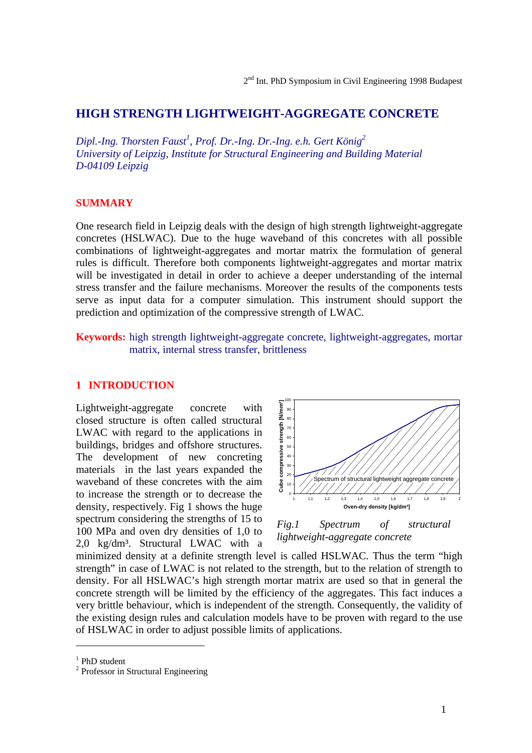# HIGH STRENGTH LIGHTWEIGHT-AGGREGATE CONCRETE

*Dipl.-Ing. Thorsten Faust[1], Prof. Dr.-Ing. Dr.-Ing. e.h. Gert König[2]*
*University of Leipzig, Institute for Structural Engineering and Building Material*
*D-04109 Leipzig*

## SUMMARY

One research field in Leipzig deals with the design of high strength lightweight-aggregate concretes (HSLWAC). Due to the huge waveband of this concretes with all possible combinations of lightweight-aggregates and mortar matrix the formulation of general rules is difficult. Therefore both components lightweight-aggregates and mortar matrix will be investigated in detail in order to achieve a deeper understanding of the internal stress transfer and the failure mechanisms. Moreover the results of the components tests serve as input data for a computer simulation. This instrument should support the prediction and optimization of the compressive strength of LWAC.

**Keywords:** high strength lightweight-aggregate concrete, lightweight-aggregates, mortar matrix, internal stress transfer, brittleness

## 1 INTRODUCTION

Lightweight-aggregate concrete with closed structure is often called structural LWAC with regard to the applications in buildings, bridges and offshore structures. The development of new concreting materials in the last years expanded the waveband of these concretes with the aim to increase the strength or to decrease the density, respectively. Fig 1 shows the huge spectrum considering the strengths of 15 to 100 MPa and oven dry densities of 1,0 to 2,0 kg/dm³. Structural LWAC with a minimized density at a definite strength level is called HSLWAC. Thus the term "high strength" in case of LWAC is not related to the strength, but to the relation of strength to density. For all HSLWAC's high strength mortar matrix are used so that in general the concrete strength will be limited by the efficiency of the aggregates. This fact induces a very brittle behaviour, which is independent of the strength. Consequently, the validity of the existing design rules and calculation models have to be proven with regard to the use of HSLWAC in order to adjust possible limits of applications.

*Fig.1 Spectrum of structural lightweight-aggregate concrete*

---

[1] PhD student
[2] Professor in Structural Engineering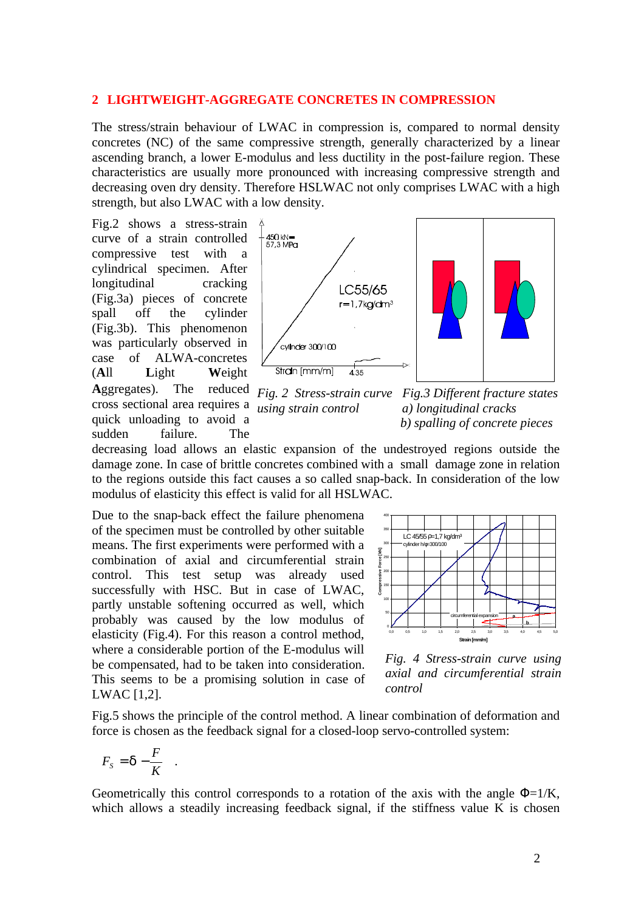## 2 LIGHTWEIGHT-AGGREGATE CONCRETES IN COMPRESSION

The stress/strain behaviour of LWAC in compression is, compared to normal density concretes (NC) of the same compressive strength, generally characterized by a linear ascending branch, a lower E-modulus and less ductility in the post-failure region. These characteristics are usually more pronounced with increasing compressive strength and decreasing oven dry density. Therefore HSLWAC not only comprises LWAC with a high strength, but also LWAC with a low density.

Fig.2 shows a stress-strain curve of a strain controlled compressive test with a cylindrical specimen. After longitudinal cracking (Fig.3a) pieces of concrete spall off the cylinder (Fig.3b). This phenomenon was particularly observed in case of ALWA-concretes (**A**ll **L**ight **W**eight **A**ggregates). The reduced cross sectional area requires a quick unloading to avoid a sudden failure. The decreasing load allows an elastic expansion of the undestroyed regions outside the damage zone. In case of brittle concretes combined with a small damage zone in relation to the regions outside this fact causes a so called snap-back. In consideration of the low modulus of elasticity this effect is valid for all HSLWAC.

*Fig. 2 Stress-strain curve using strain control*

*Fig.3 Different fracture states*
*a) longitudinal cracks*
*b) spalling of concrete pieces*

Due to the snap-back effect the failure phenomena of the specimen must be controlled by other suitable means. The first experiments were performed with a combination of axial and circumferential strain control. This test setup was already used successfully with HSC. But in case of LWAC, partly unstable softening occurred as well, which probably was caused by the low modulus of elasticity (Fig.4). For this reason a control method, where a considerable portion of the E-modulus will be compensated, had to be taken into consideration. This seems to be a promising solution in case of LWAC [1,2].

*Fig. 4 Stress-strain curve using axial and circumferential strain control*

Fig.5 shows the principle of the control method. A linear combination of deformation and force is chosen as the feedback signal for a closed-loop servo-controlled system:

$$F_s = \delta - \frac{F}{K} \quad .$$

Geometrically this control corresponds to a rotation of the axis with the angle $\Phi$=1/K, which allows a steadily increasing feedback signal, if the stiffness value K is chosen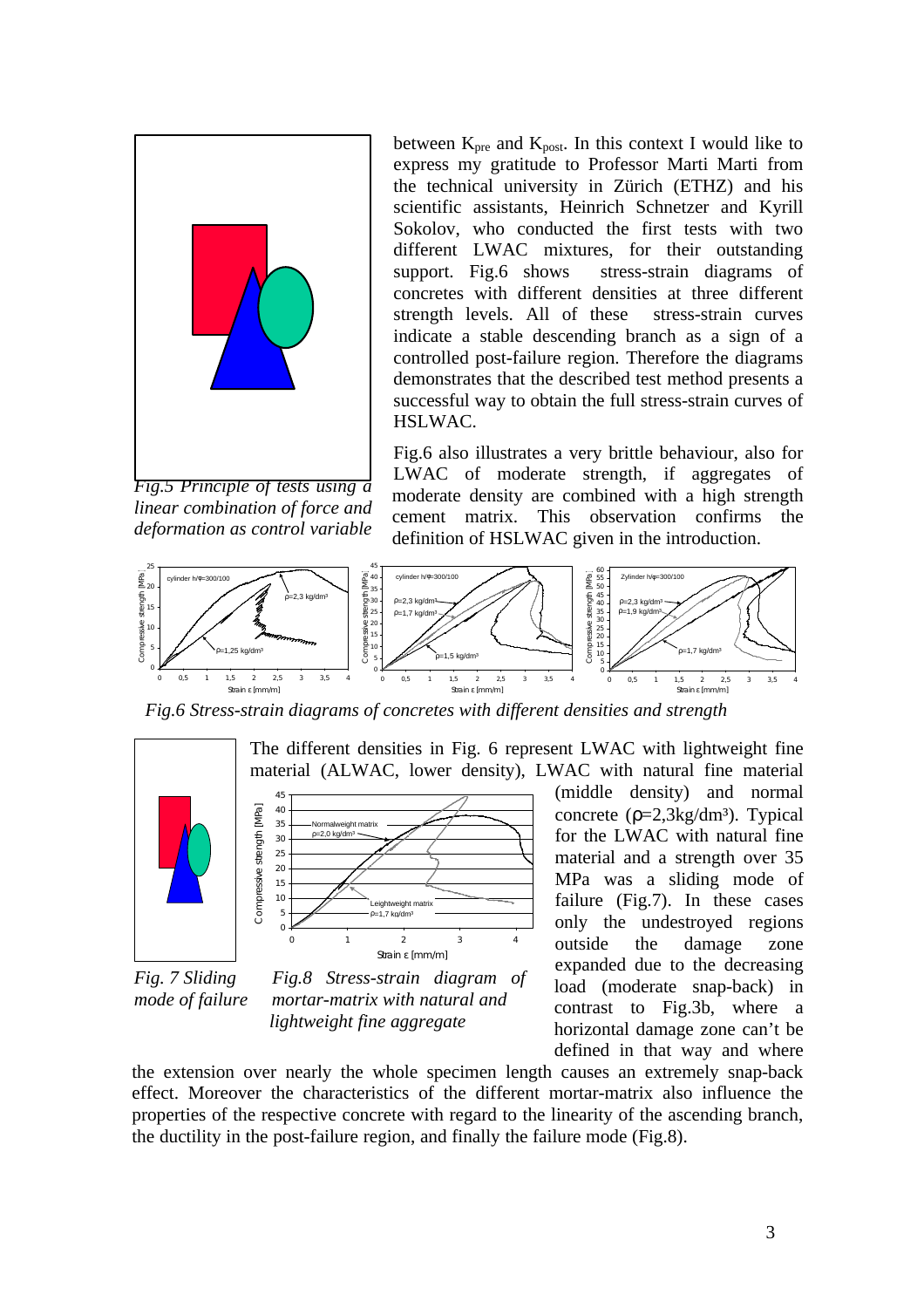between $K_{pre}$ and $K_{post}$. In this context I would like to express my gratitude to Professor Marti Marti from the technical university in Zürich (ETHZ) and his scientific assistants, Heinrich Schnetzer and Kyrill Sokolov, who conducted the first tests with two different LWAC mixtures, for their outstanding support. Fig.6 shows stress-strain diagrams of concretes with different densities at three different strength levels. All of these stress-strain curves indicate a stable descending branch as a sign of a controlled post-failure region. Therefore the diagrams demonstrates that the described test method presents a successful way to obtain the full stress-strain curves of HSLWAC.

*Fig.5 Principle of tests using a linear combination of force and deformation as control variable*

Fig.6 also illustrates a very brittle behaviour, also for LWAC of moderate strength, if aggregates of moderate density are combined with a high strength cement matrix. This observation confirms the definition of HSLWAC given in the introduction.

*Fig.6 Stress-strain diagrams of concretes with different densities and strength*

The different densities in Fig. 6 represent LWAC with lightweight fine material (ALWAC, lower density), LWAC with natural fine material (middle density) and normal concrete (ρ=2,3kg/dm³). Typical for the LWAC with natural fine material and a strength over 35 MPa was a sliding mode of failure (Fig.7). In these cases only the undestroyed regions outside the damage zone expanded due to the decreasing load (moderate snap-back) in contrast to Fig.3b, where a horizontal damage zone can't be defined in that way and where the extension over nearly the whole specimen length causes an extremely snap-back effect. Moreover the characteristics of the different mortar-matrix also influence the properties of the respective concrete with regard to the linearity of the ascending branch, the ductility in the post-failure region, and finally the failure mode (Fig.8).

*Fig. 7 Sliding mode of failure*

*Fig.8 Stress-strain diagram of mortar-matrix with natural and lightweight fine aggregate*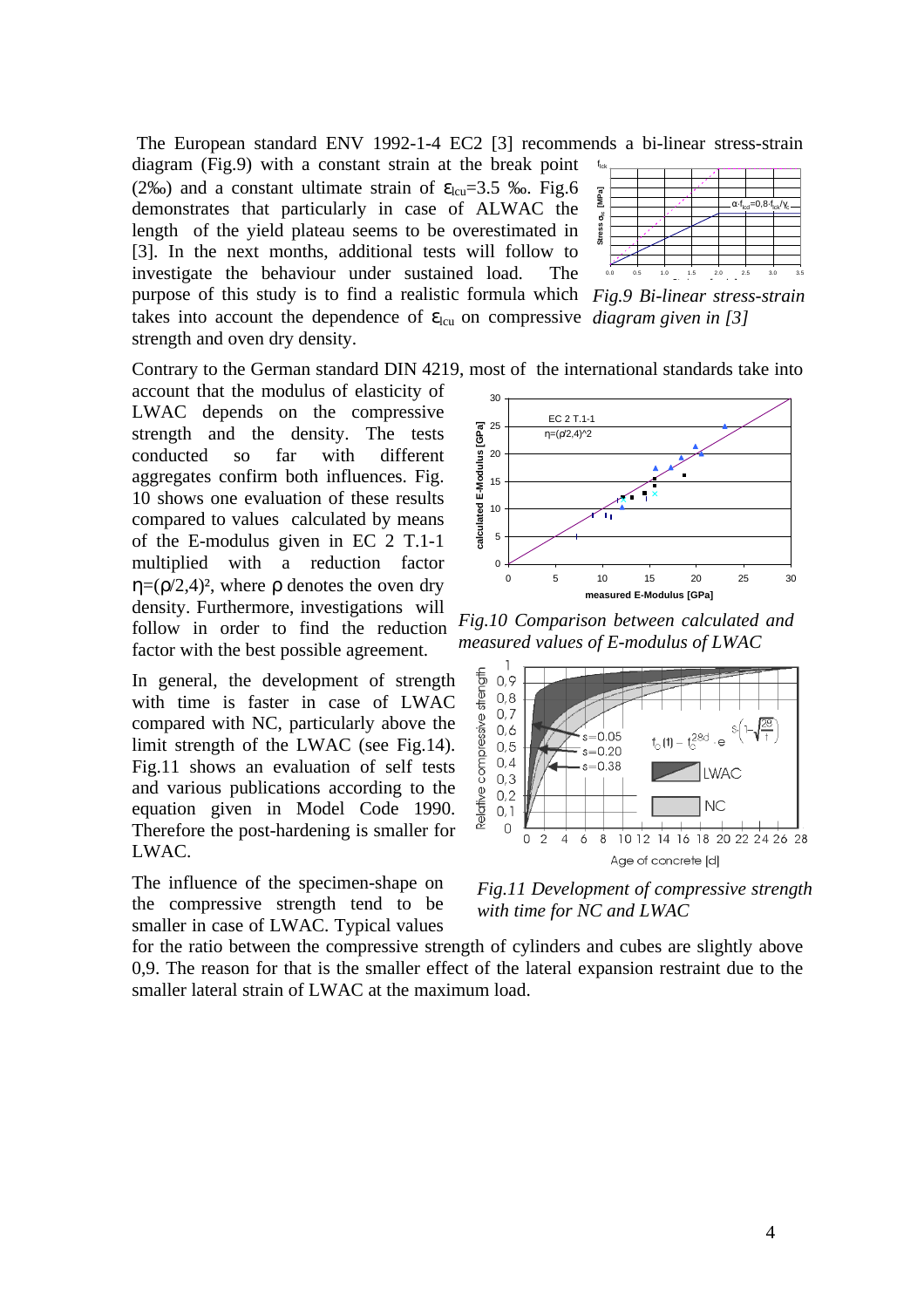The European standard ENV 1992-1-4 EC2 [3] recommends a bi-linear stress-strain diagram (Fig.9) with a constant strain at the break point (2‰) and a constant ultimate strain of $\varepsilon_{lcu}$=3.5 ‰. Fig.6 demonstrates that particularly in case of ALWAC the length of the yield plateau seems to be overestimated in [3]. In the next months, additional tests will follow to investigate the behaviour under sustained load. The purpose of this study is to find a realistic formula which takes into account the dependence of $\varepsilon_{lcu}$ on compressive strength and oven dry density.

*Fig.9 Bi-linear stress-strain diagram given in [3]*

Contrary to the German standard DIN 4219, most of the international standards take into account that the modulus of elasticity of LWAC depends on the compressive strength and the density. The tests conducted so far with different aggregates confirm both influences. Fig. 10 shows one evaluation of these results compared to values calculated by means of the E-modulus given in EC 2 T.1-1 multiplied with a reduction factor $\eta=(\rho/2,4)^2$, where $\rho$ denotes the oven dry density. Furthermore, investigations will follow in order to find the reduction factor with the best possible agreement.

*Fig.10 Comparison between calculated and measured values of E-modulus of LWAC*

In general, the development of strength with time is faster in case of LWAC compared with NC, particularly above the limit strength of the LWAC (see Fig.14). Fig.11 shows an evaluation of self tests and various publications according to the equation given in Model Code 1990. Therefore the post-hardening is smaller for LWAC.

*Fig.11 Development of compressive strength with time for NC and LWAC*

The influence of the specimen-shape on the compressive strength tend to be smaller in case of LWAC. Typical values for the ratio between the compressive strength of cylinders and cubes are slightly above 0,9. The reason for that is the smaller effect of the lateral expansion restraint due to the smaller lateral strain of LWAC at the maximum load.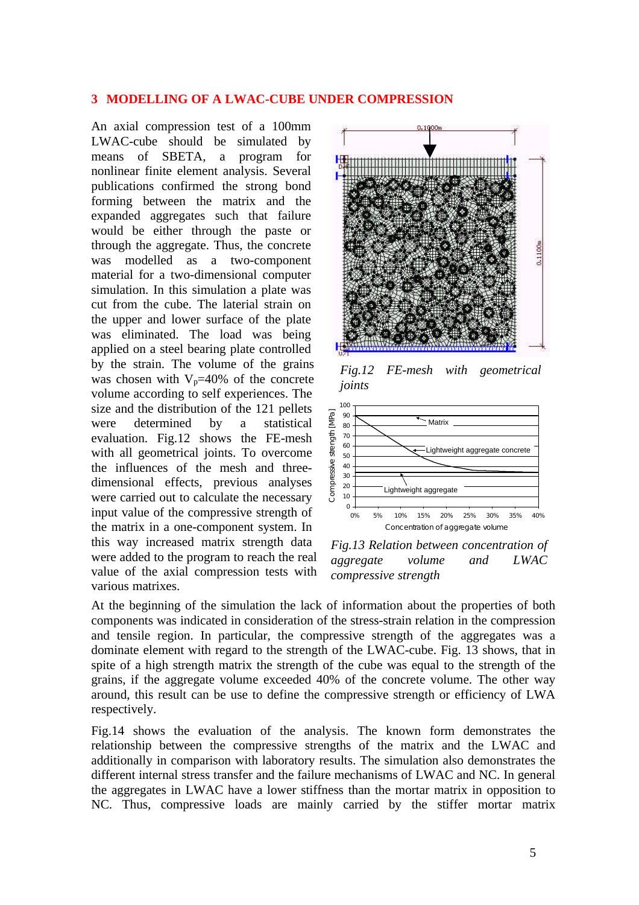## 3 MODELLING OF A LWAC-CUBE UNDER COMPRESSION

An axial compression test of a 100mm LWAC-cube should be simulated by means of SBETA, a program for nonlinear finite element analysis. Several publications confirmed the strong bond forming between the matrix and the expanded aggregates such that failure would be either through the paste or through the aggregate. Thus, the concrete was modelled as a two-component material for a two-dimensional computer simulation. In this simulation a plate was cut from the cube. The laterial strain on the upper and lower surface of the plate was eliminated. The load was being applied on a steel bearing plate controlled by the strain. The volume of the grains was chosen with $V_p$=40% of the concrete volume according to self experiences. The size and the distribution of the 121 pellets were determined by a statistical evaluation. Fig.12 shows the FE-mesh with all geometrical joints. To overcome the influences of the mesh and three-dimensional effects, previous analyses were carried out to calculate the necessary input value of the compressive strength of the matrix in a one-component system. In this way increased matrix strength data were added to the program to reach the real value of the axial compression tests with various matrixes.

*Fig.12 FE-mesh with geometrical joints*

*Fig.13 Relation between concentration of aggregate volume and LWAC compressive strength*

At the beginning of the simulation the lack of information about the properties of both components was indicated in consideration of the stress-strain relation in the compression and tensile region. In particular, the compressive strength of the aggregates was a dominate element with regard to the strength of the LWAC-cube. Fig. 13 shows, that in spite of a high strength matrix the strength of the cube was equal to the strength of the grains, if the aggregate volume exceeded 40% of the concrete volume. The other way around, this result can be use to define the compressive strength or efficiency of LWA respectively.

Fig.14 shows the evaluation of the analysis. The known form demonstrates the relationship between the compressive strengths of the matrix and the LWAC and additionally in comparison with laboratory results. The simulation also demonstrates the different internal stress transfer and the failure mechanisms of LWAC and NC. In general the aggregates in LWAC have a lower stiffness than the mortar matrix in opposition to NC. Thus, compressive loads are mainly carried by the stiffer mortar matrix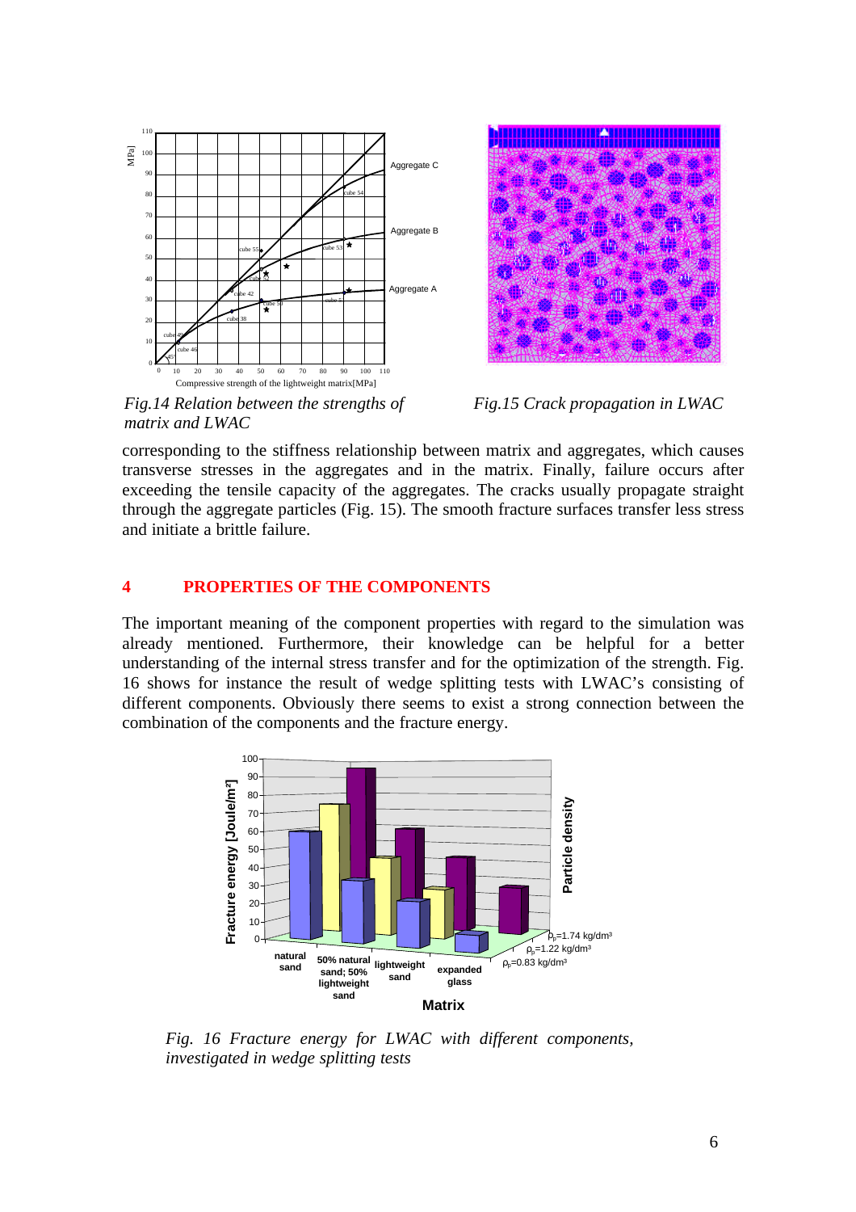*Fig.14 Relation between the strengths of matrix and LWAC*

*Fig.15 Crack propagation in LWAC*

corresponding to the stiffness relationship between matrix and aggregates, which causes transverse stresses in the aggregates and in the matrix. Finally, failure occurs after exceeding the tensile capacity of the aggregates. The cracks usually propagate straight through the aggregate particles (Fig. 15). The smooth fracture surfaces transfer less stress and initiate a brittle failure.

## 4 PROPERTIES OF THE COMPONENTS

The important meaning of the component properties with regard to the simulation was already mentioned. Furthermore, their knowledge can be helpful for a better understanding of the internal stress transfer and for the optimization of the strength. Fig. 16 shows for instance the result of wedge splitting tests with LWAC's consisting of different components. Obviously there seems to exist a strong connection between the combination of the components and the fracture energy.

*Fig. 16 Fracture energy for LWAC with different components, investigated in wedge splitting tests*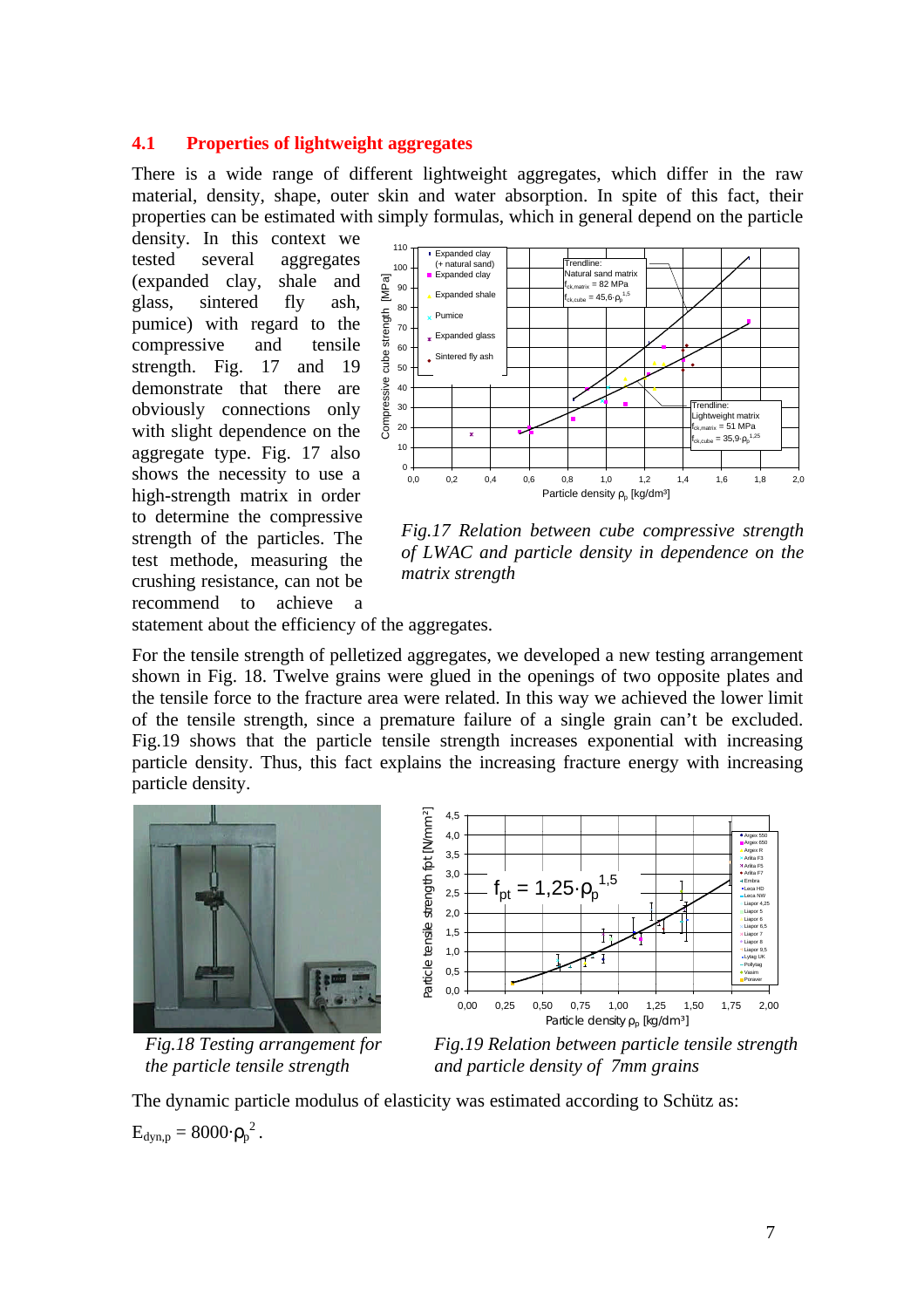## 4.1 Properties of lightweight aggregates

There is a wide range of different lightweight aggregates, which differ in the raw material, density, shape, outer skin and water absorption. In spite of this fact, their properties can be estimated with simply formulas, which in general depend on the particle density. In this context we tested several aggregates (expanded clay, shale and glass, sintered fly ash, pumice) with regard to the compressive and tensile strength. Fig. 17 and 19 demonstrate that there are obviously connections only with slight dependence on the aggregate type. Fig. 17 also shows the necessity to use a high-strength matrix in order to determine the compressive strength of the particles. The test methode, measuring the crushing resistance, can not be recommend to achieve a statement about the efficiency of the aggregates.

*Fig.17 Relation between cube compressive strength of LWAC and particle density in dependence on the matrix strength*

For the tensile strength of pelletized aggregates, we developed a new testing arrangement shown in Fig. 18. Twelve grains were glued in the openings of two opposite plates and the tensile force to the fracture area were related. In this way we achieved the lower limit of the tensile strength, since a premature failure of a single grain can't be excluded. Fig.19 shows that the particle tensile strength increases exponential with increasing particle density. Thus, this fact explains the increasing fracture energy with increasing particle density.

*Fig.18 Testing arrangement for the particle tensile strength*

*Fig.19 Relation between particle tensile strength and particle density of 7mm grains*

The dynamic particle modulus of elasticity was estimated according to Schütz as:

$E_{dyn,p} = 8000 \cdot \rho_p^{\,2}$ .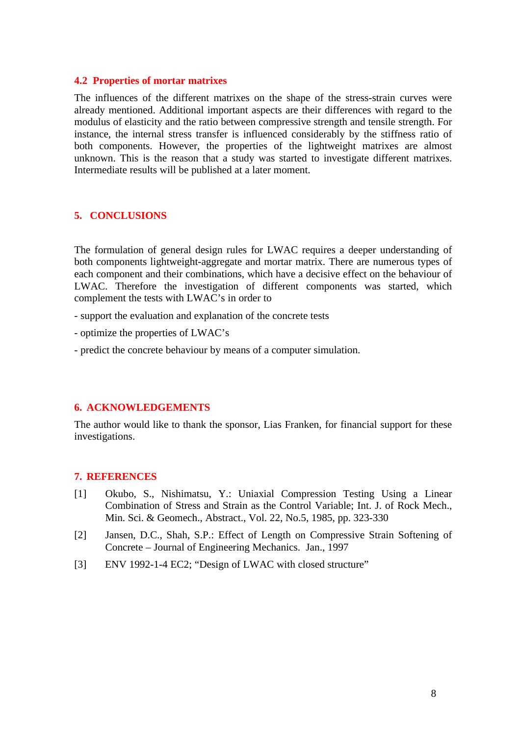### 4.2 Properties of mortar matrixes

The influences of the different matrixes on the shape of the stress-strain curves were already mentioned. Additional important aspects are their differences with regard to the modulus of elasticity and the ratio between compressive strength and tensile strength. For instance, the internal stress transfer is influenced considerably by the stiffness ratio of both components. However, the properties of the lightweight matrixes are almost unknown. This is the reason that a study was started to investigate different matrixes. Intermediate results will be published at a later moment.

## 5. CONCLUSIONS

The formulation of general design rules for LWAC requires a deeper understanding of both components lightweight-aggregate and mortar matrix. There are numerous types of each component and their combinations, which have a decisive effect on the behaviour of LWAC. Therefore the investigation of different components was started, which complement the tests with LWAC's in order to

- support the evaluation and explanation of the concrete tests
- optimize the properties of LWAC's
- predict the concrete behaviour by means of a computer simulation.

## 6. ACKNOWLEDGEMENTS

The author would like to thank the sponsor, Lias Franken, for financial support for these investigations.

## 7. REFERENCES

[1] Okubo, S., Nishimatsu, Y.: Uniaxial Compression Testing Using a Linear Combination of Stress and Strain as the Control Variable; Int. J. of Rock Mech., Min. Sci. & Geomech., Abstract., Vol. 22, No.5, 1985, pp. 323-330

[2] Jansen, D.C., Shah, S.P.: Effect of Length on Compressive Strain Softening of Concrete – Journal of Engineering Mechanics. Jan., 1997

[3] ENV 1992-1-4 EC2; "Design of LWAC with closed structure"